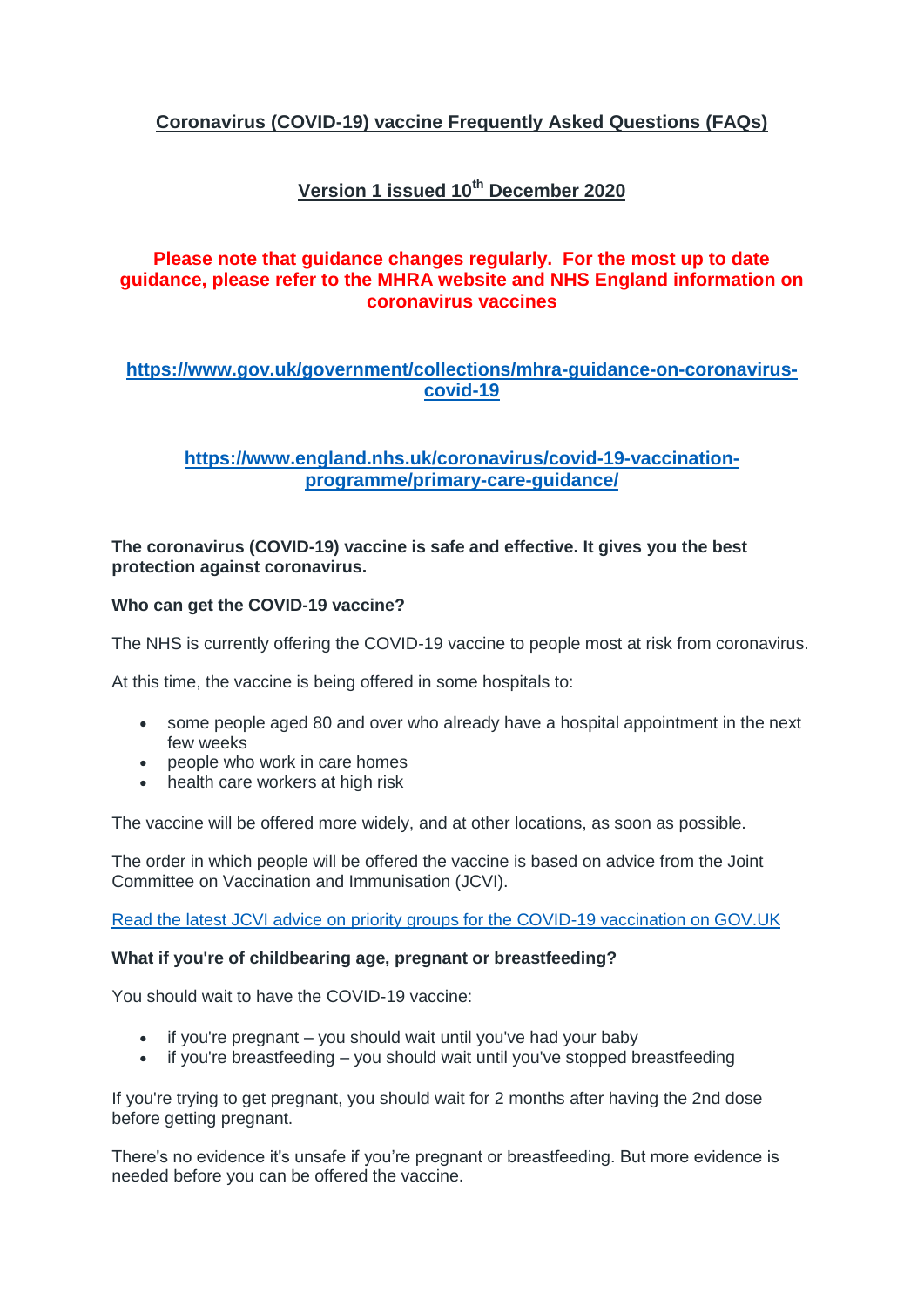# Coronavirus (COVID-19) vaccine Frequently Asked Questions (FAQs)

## Version 1 issued 10th December 2020

**Please note that guidance changes regularly. For the most up to date guidance, please refer to the MHRA website and NHS England information on coronavirus vaccines**

**https://www.gov.uk/government/collections/mhra-guidance-on-coronavirus-covid-19**

**https://www.england.nhs.uk/coronavirus/covid-19-vaccination-programme/primary-care-guidance/**

**The coronavirus (COVID-19) vaccine is safe and effective. It gives you the best protection against coronavirus.**

**Who can get the COVID-19 vaccine?**

The NHS is currently offering the COVID-19 vaccine to people most at risk from coronavirus.

At this time, the vaccine is being offered in some hospitals to:

- some people aged 80 and over who already have a hospital appointment in the next few weeks
- people who work in care homes
- health care workers at high risk

The vaccine will be offered more widely, and at other locations, as soon as possible.

The order in which people will be offered the vaccine is based on advice from the Joint Committee on Vaccination and Immunisation (JCVI).

Read the latest JCVI advice on priority groups for the COVID-19 vaccination on GOV.UK

**What if you're of childbearing age, pregnant or breastfeeding?**

You should wait to have the COVID-19 vaccine:

- if you're pregnant – you should wait until you've had your baby
- if you're breastfeeding – you should wait until you've stopped breastfeeding

If you're trying to get pregnant, you should wait for 2 months after having the 2nd dose before getting pregnant.

There's no evidence it's unsafe if you're pregnant or breastfeeding. But more evidence is needed before you can be offered the vaccine.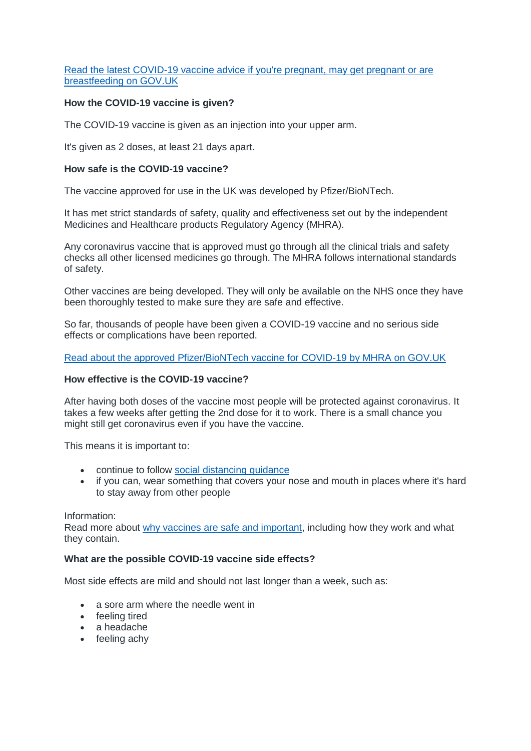[Read the latest COVID-19 vaccine advice if you're pregnant, may get pregnant or are breastfeeding on GOV.UK]

**How the COVID-19 vaccine is given?**

The COVID-19 vaccine is given as an injection into your upper arm.

It's given as 2 doses, at least 21 days apart.

**How safe is the COVID-19 vaccine?**

The vaccine approved for use in the UK was developed by Pfizer/BioNTech.

It has met strict standards of safety, quality and effectiveness set out by the independent Medicines and Healthcare products Regulatory Agency (MHRA).

Any coronavirus vaccine that is approved must go through all the clinical trials and safety checks all other licensed medicines go through. The MHRA follows international standards of safety.

Other vaccines are being developed. They will only be available on the NHS once they have been thoroughly tested to make sure they are safe and effective.

So far, thousands of people have been given a COVID-19 vaccine and no serious side effects or complications have been reported.

[Read about the approved Pfizer/BioNTech vaccine for COVID-19 by MHRA on GOV.UK]

**How effective is the COVID-19 vaccine?**

After having both doses of the vaccine most people will be protected against coronavirus. It takes a few weeks after getting the 2nd dose for it to work. There is a small chance you might still get coronavirus even if you have the vaccine.

This means it is important to:

- continue to follow social distancing guidance
- if you can, wear something that covers your nose and mouth in places where it's hard to stay away from other people

Information:
Read more about why vaccines are safe and important, including how they work and what they contain.

**What are the possible COVID-19 vaccine side effects?**

Most side effects are mild and should not last longer than a week, such as:

- a sore arm where the needle went in
- feeling tired
- a headache
- feeling achy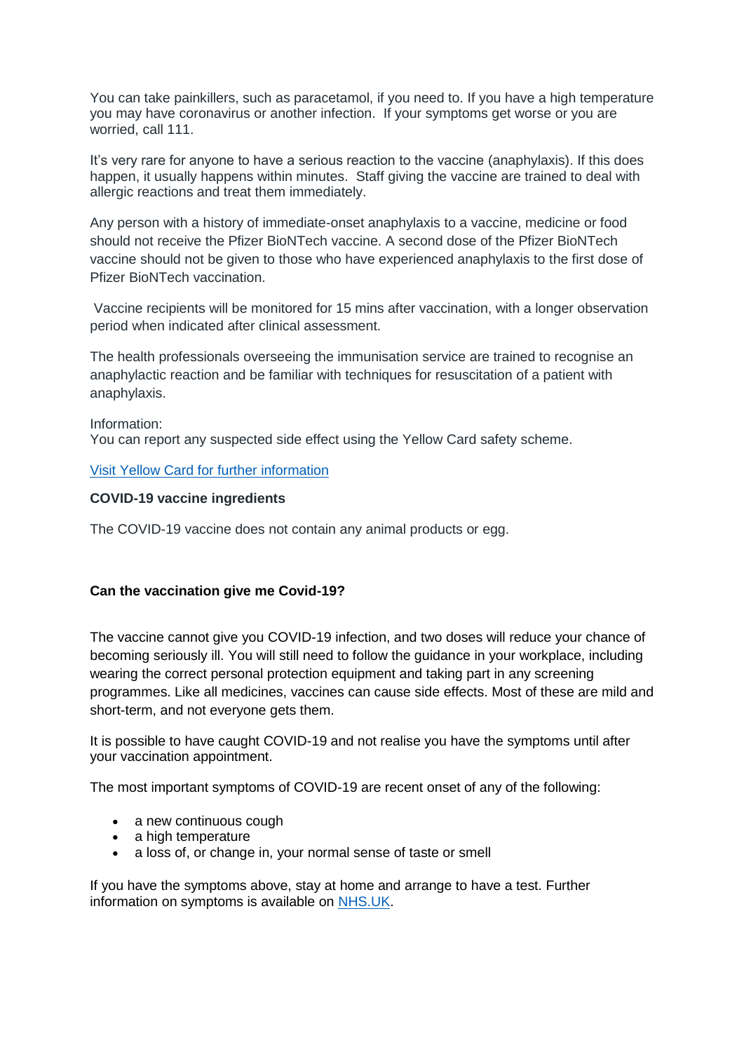You can take painkillers, such as paracetamol, if you need to. If you have a high temperature you may have coronavirus or another infection. If your symptoms get worse or you are worried, call 111.

It's very rare for anyone to have a serious reaction to the vaccine (anaphylaxis). If this does happen, it usually happens within minutes. Staff giving the vaccine are trained to deal with allergic reactions and treat them immediately.

Any person with a history of immediate-onset anaphylaxis to a vaccine, medicine or food should not receive the Pfizer BioNTech vaccine. A second dose of the Pfizer BioNTech vaccine should not be given to those who have experienced anaphylaxis to the first dose of Pfizer BioNTech vaccination.

Vaccine recipients will be monitored for 15 mins after vaccination, with a longer observation period when indicated after clinical assessment.

The health professionals overseeing the immunisation service are trained to recognise an anaphylactic reaction and be familiar with techniques for resuscitation of a patient with anaphylaxis.

Information:
You can report any suspected side effect using the Yellow Card safety scheme.

[Visit Yellow Card for further information]

**COVID-19 vaccine ingredients**

The COVID-19 vaccine does not contain any animal products or egg.

**Can the vaccination give me Covid-19?**

The vaccine cannot give you COVID-19 infection, and two doses will reduce your chance of becoming seriously ill. You will still need to follow the guidance in your workplace, including wearing the correct personal protection equipment and taking part in any screening programmes. Like all medicines, vaccines can cause side effects. Most of these are mild and short-term, and not everyone gets them.

It is possible to have caught COVID-19 and not realise you have the symptoms until after your vaccination appointment.

The most important symptoms of COVID-19 are recent onset of any of the following:

- a new continuous cough
- a high temperature
- a loss of, or change in, your normal sense of taste or smell

If you have the symptoms above, stay at home and arrange to have a test. Further information on symptoms is available on NHS.UK.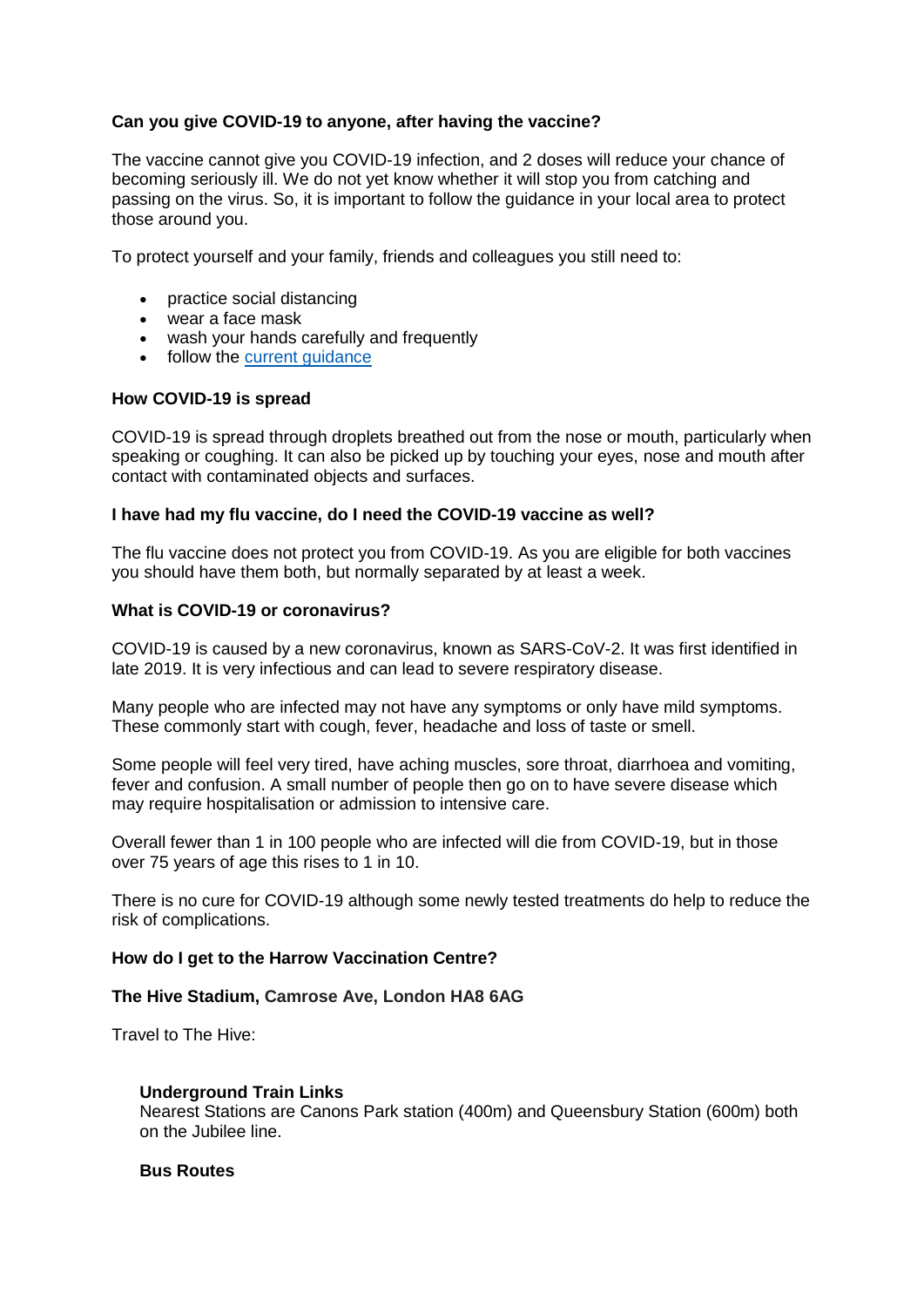**Can you give COVID-19 to anyone, after having the vaccine?**

The vaccine cannot give you COVID-19 infection, and 2 doses will reduce your chance of becoming seriously ill. We do not yet know whether it will stop you from catching and passing on the virus. So, it is important to follow the guidance in your local area to protect those around you.

To protect yourself and your family, friends and colleagues you still need to:

- practice social distancing
- wear a face mask
- wash your hands carefully and frequently
- follow the current guidance

**How COVID-19 is spread**

COVID-19 is spread through droplets breathed out from the nose or mouth, particularly when speaking or coughing. It can also be picked up by touching your eyes, nose and mouth after contact with contaminated objects and surfaces.

**I have had my flu vaccine, do I need the COVID-19 vaccine as well?**

The flu vaccine does not protect you from COVID-19. As you are eligible for both vaccines you should have them both, but normally separated by at least a week.

**What is COVID-19 or coronavirus?**

COVID-19 is caused by a new coronavirus, known as SARS-CoV-2. It was first identified in late 2019. It is very infectious and can lead to severe respiratory disease.

Many people who are infected may not have any symptoms or only have mild symptoms. These commonly start with cough, fever, headache and loss of taste or smell.

Some people will feel very tired, have aching muscles, sore throat, diarrhoea and vomiting, fever and confusion. A small number of people then go on to have severe disease which may require hospitalisation or admission to intensive care.

Overall fewer than 1 in 100 people who are infected will die from COVID-19, but in those over 75 years of age this rises to 1 in 10.

There is no cure for COVID-19 although some newly tested treatments do help to reduce the risk of complications.

**How do I get to the Harrow Vaccination Centre?**

**The Hive Stadium, Camrose Ave, London HA8 6AG**

Travel to The Hive:

**Underground Train Links**
Nearest Stations are Canons Park station (400m) and Queensbury Station (600m) both on the Jubilee line.

**Bus Routes**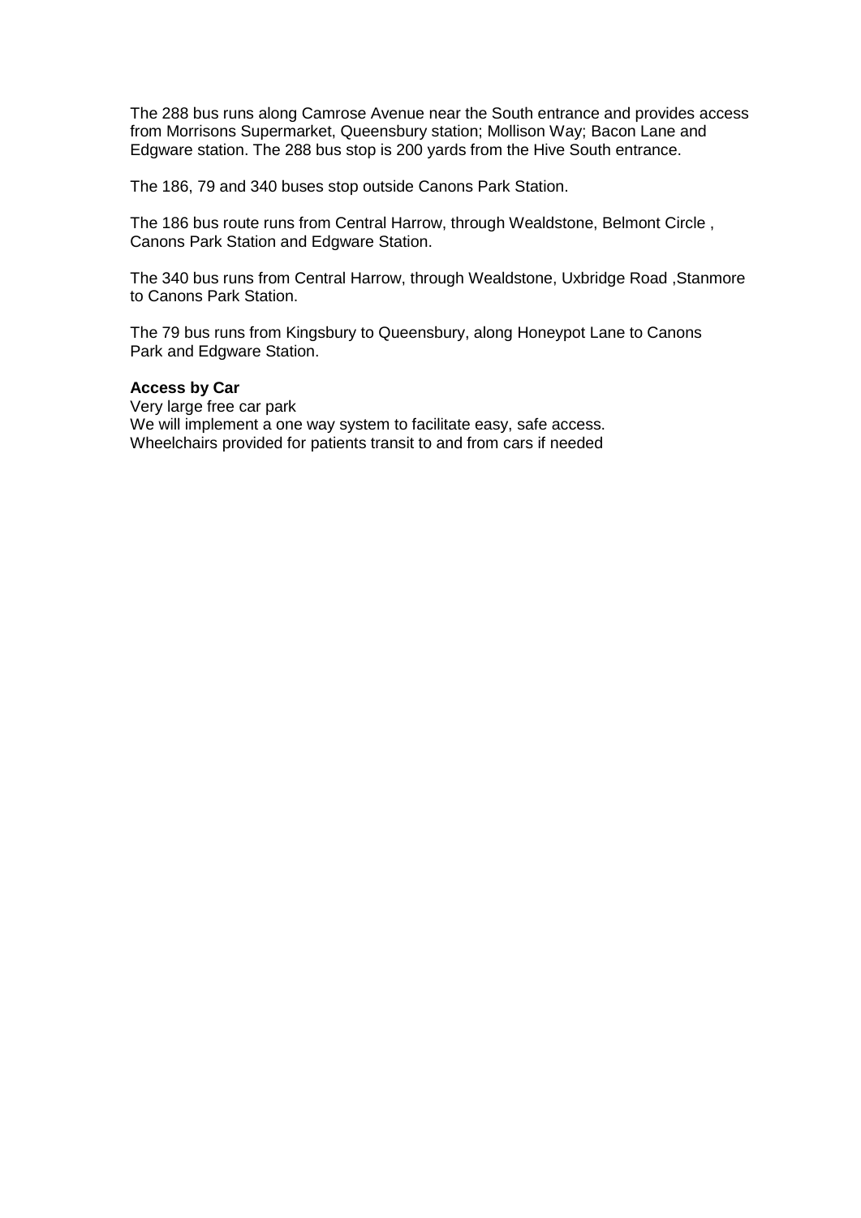The 288 bus runs along Camrose Avenue near the South entrance and provides access from Morrisons Supermarket, Queensbury station; Mollison Way; Bacon Lane and Edgware station. The 288 bus stop is 200 yards from the Hive South entrance.

The 186, 79 and 340 buses stop outside Canons Park Station.

The 186 bus route runs from Central Harrow, through Wealdstone, Belmont Circle , Canons Park Station and Edgware Station.

The 340 bus runs from Central Harrow, through Wealdstone, Uxbridge Road ,Stanmore to Canons Park Station.

The 79 bus runs from Kingsbury to Queensbury, along Honeypot Lane to Canons Park and Edgware Station.

**Access by Car**

Very large free car park
We will implement a one way system to facilitate easy, safe access.
Wheelchairs provided for patients transit to and from cars if needed